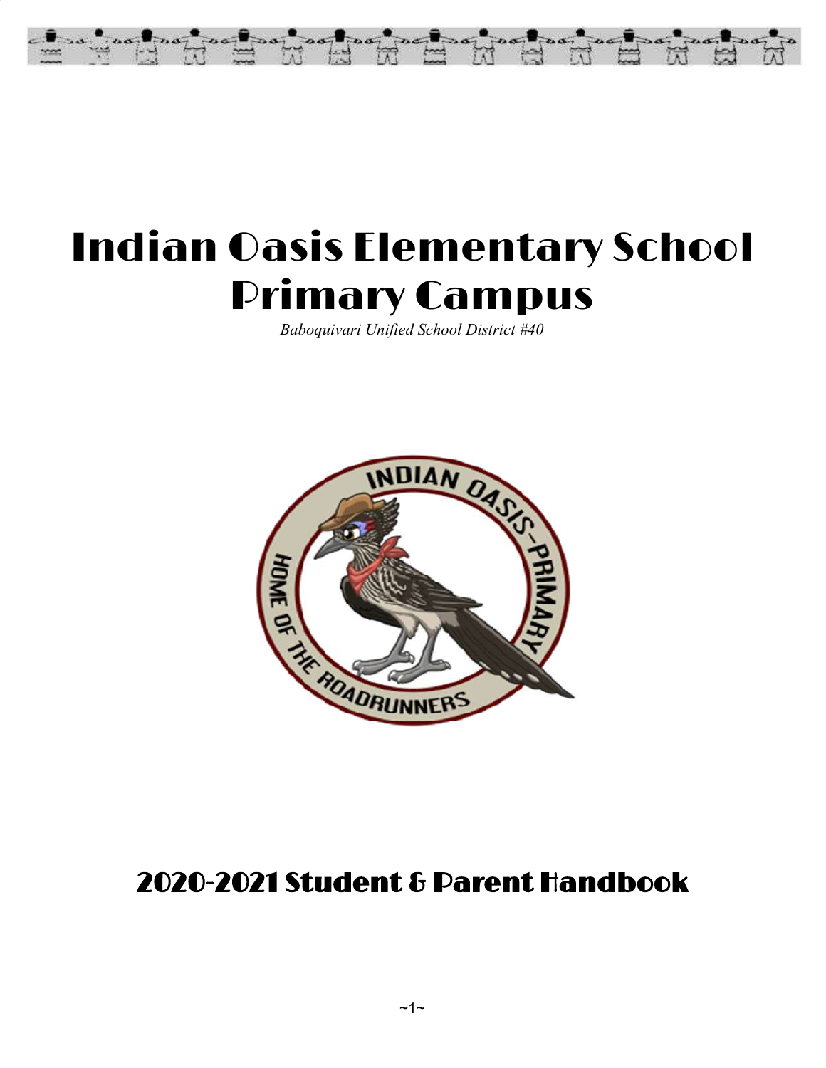# Indian Oasis Elementary School Primary Campus

*Baboquivari Unified School District #40*

## 2020-2021 Student & Parent Handbook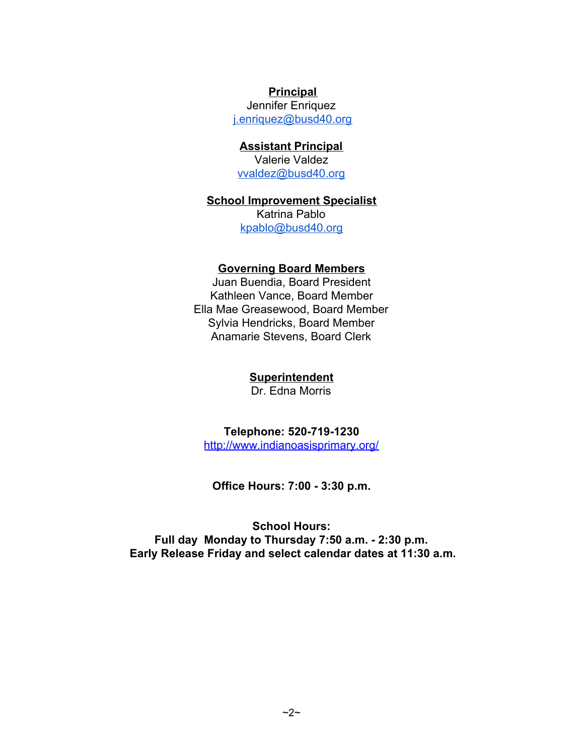**Principal**

Jennifer Enriquez
j.enriquez@busd40.org

**Assistant Principal**

Valerie Valdez
vvaldez@busd40.org

**School Improvement Specialist**

Katrina Pablo
kpablo@busd40.org

**Governing Board Members**

Juan Buendia, Board President
Kathleen Vance, Board Member
Ella Mae Greasewood, Board Member
Sylvia Hendricks, Board Member
Anamarie Stevens, Board Clerk

**Superintendent**

Dr. Edna Morris

**Telephone: 520-719-1230**
http://www.indianoasisprimary.org/

**Office Hours: 7:00 - 3:30 p.m.**

**School Hours:**
**Full day Monday to Thursday 7:50 a.m. - 2:30 p.m.**
**Early Release Friday and select calendar dates at 11:30 a.m.**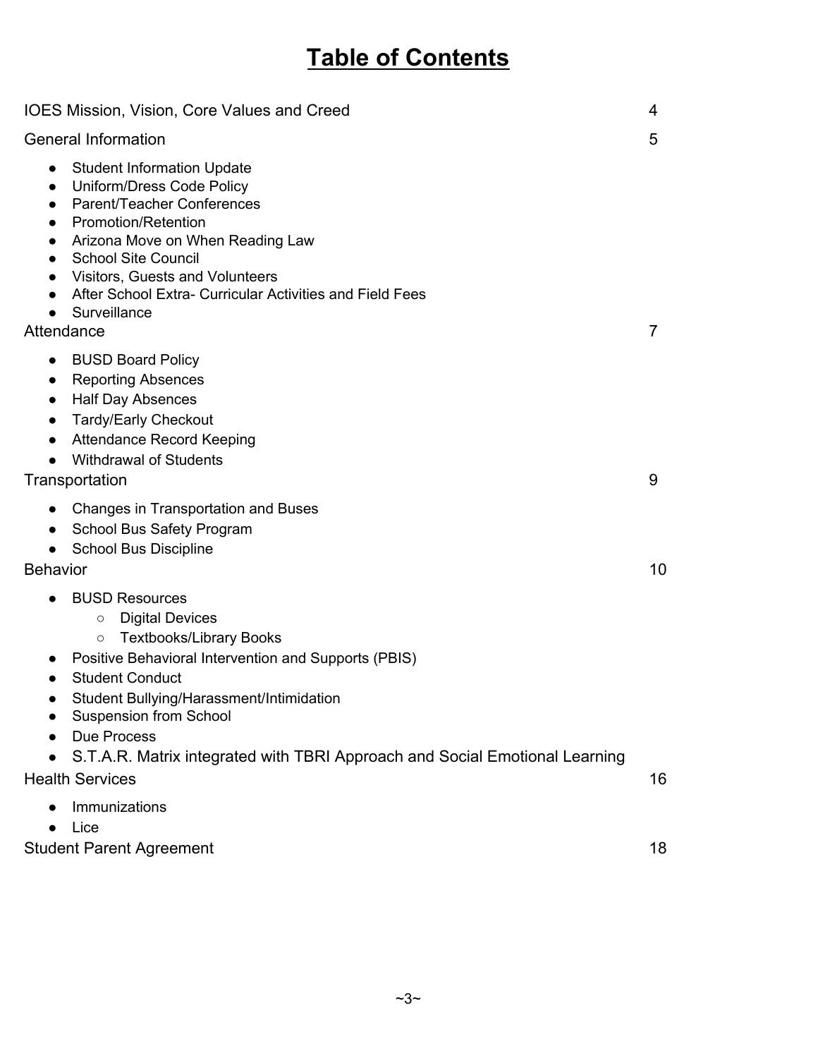# Table of Contents

IOES Mission, Vision, Core Values and Creed 4

General Information 5

- Student Information Update
- Uniform/Dress Code Policy
- Parent/Teacher Conferences
- Promotion/Retention
- Arizona Move on When Reading Law
- School Site Council
- Visitors, Guests and Volunteers
- After School Extra- Curricular Activities and Field Fees
- Surveillance

Attendance 7

- BUSD Board Policy
- Reporting Absences
- Half Day Absences
- Tardy/Early Checkout
- Attendance Record Keeping
- Withdrawal of Students

Transportation 9

- Changes in Transportation and Buses
- School Bus Safety Program
- School Bus Discipline

Behavior 10

- BUSD Resources
  - Digital Devices
  - Textbooks/Library Books
- Positive Behavioral Intervention and Supports (PBIS)
- Student Conduct
- Student Bullying/Harassment/Intimidation
- Suspension from School
- Due Process
- S.T.A.R. Matrix integrated with TBRI Approach and Social Emotional Learning

Health Services 16

- Immunizations
- Lice

Student Parent Agreement 18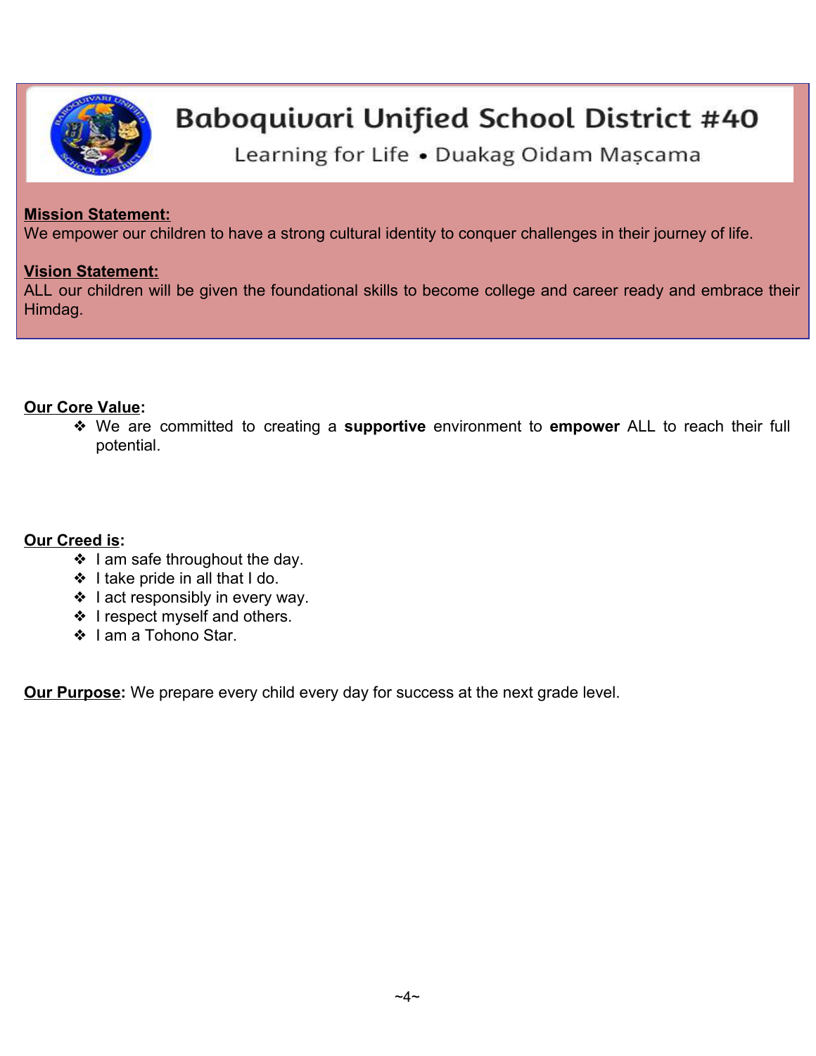# Baboquivari Unified School District #40

Learning for Life • Duakag Oidam Maṣcama

**Mission Statement:**
We empower our children to have a strong cultural identity to conquer challenges in their journey of life.

**Vision Statement:**
ALL our children will be given the foundational skills to become college and career ready and embrace their Himdag.

**Our Core Value:**

- We are committed to creating a **supportive** environment to **empower** ALL to reach their full potential.

**Our Creed is:**

- I am safe throughout the day.
- I take pride in all that I do.
- I act responsibly in every way.
- I respect myself and others.
- I am a Tohono Star.

**Our Purpose:** We prepare every child every day for success at the next grade level.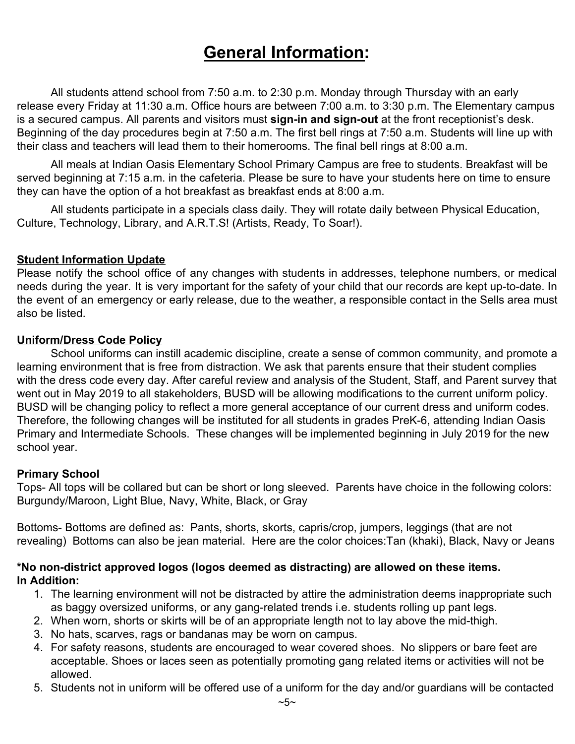# General Information:

All students attend school from 7:50 a.m. to 2:30 p.m. Monday through Thursday with an early release every Friday at 11:30 a.m. Office hours are between 7:00 a.m. to 3:30 p.m. The Elementary campus is a secured campus. All parents and visitors must **sign-in and sign-out** at the front receptionist's desk. Beginning of the day procedures begin at 7:50 a.m. The first bell rings at 7:50 a.m. Students will line up with their class and teachers will lead them to their homerooms. The final bell rings at 8:00 a.m.

All meals at Indian Oasis Elementary School Primary Campus are free to students. Breakfast will be served beginning at 7:15 a.m. in the cafeteria. Please be sure to have your students here on time to ensure they can have the option of a hot breakfast as breakfast ends at 8:00 a.m.

All students participate in a specials class daily. They will rotate daily between Physical Education, Culture, Technology, Library, and A.R.T.S! (Artists, Ready, To Soar!).

## Student Information Update

Please notify the school office of any changes with students in addresses, telephone numbers, or medical needs during the year. It is very important for the safety of your child that our records are kept up-to-date. In the event of an emergency or early release, due to the weather, a responsible contact in the Sells area must also be listed.

## Uniform/Dress Code Policy

School uniforms can instill academic discipline, create a sense of common community, and promote a learning environment that is free from distraction. We ask that parents ensure that their student complies with the dress code every day. After careful review and analysis of the Student, Staff, and Parent survey that went out in May 2019 to all stakeholders, BUSD will be allowing modifications to the current uniform policy. BUSD will be changing policy to reflect a more general acceptance of our current dress and uniform codes. Therefore, the following changes will be instituted for all students in grades PreK-6, attending Indian Oasis Primary and Intermediate Schools. These changes will be implemented beginning in July 2019 for the new school year.

### Primary School

Tops- All tops will be collared but can be short or long sleeved. Parents have choice in the following colors: Burgundy/Maroon, Light Blue, Navy, White, Black, or Gray

Bottoms- Bottoms are defined as: Pants, shorts, skorts, capris/crop, jumpers, leggings (that are not revealing) Bottoms can also be jean material. Here are the color choices:Tan (khaki), Black, Navy or Jeans

**\*No non-district approved logos (logos deemed as distracting) are allowed on these items.**
**In Addition:**

1. The learning environment will not be distracted by attire the administration deems inappropriate such as baggy oversized uniforms, or any gang-related trends i.e. students rolling up pant legs.
2. When worn, shorts or skirts will be of an appropriate length not to lay above the mid-thigh.
3. No hats, scarves, rags or bandanas may be worn on campus.
4. For safety reasons, students are encouraged to wear covered shoes. No slippers or bare feet are acceptable. Shoes or laces seen as potentially promoting gang related items or activities will not be allowed.
5. Students not in uniform will be offered use of a uniform for the day and/or guardians will be contacted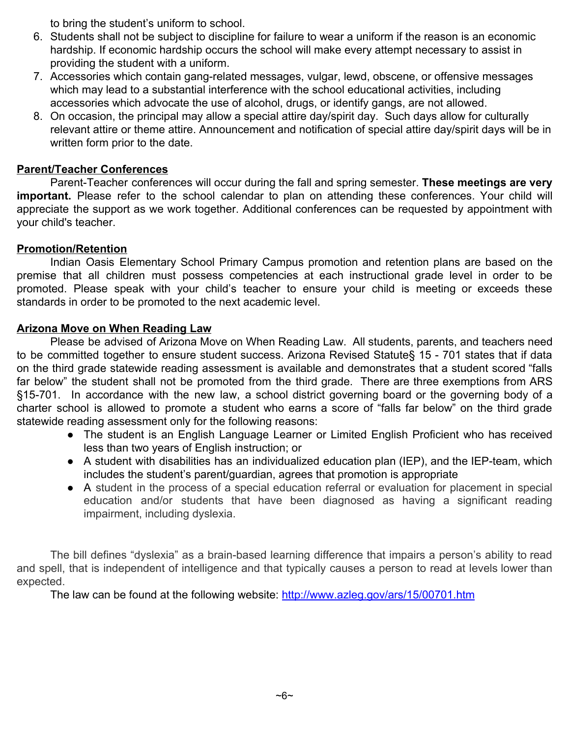to bring the student's uniform to school.

6. Students shall not be subject to discipline for failure to wear a uniform if the reason is an economic hardship. If economic hardship occurs the school will make every attempt necessary to assist in providing the student with a uniform.
7. Accessories which contain gang-related messages, vulgar, lewd, obscene, or offensive messages which may lead to a substantial interference with the school educational activities, including accessories which advocate the use of alcohol, drugs, or identify gangs, are not allowed.
8. On occasion, the principal may allow a special attire day/spirit day. Such days allow for culturally relevant attire or theme attire. Announcement and notification of special attire day/spirit days will be in written form prior to the date.

**Parent/Teacher Conferences**

Parent-Teacher conferences will occur during the fall and spring semester. **These meetings are very important.** Please refer to the school calendar to plan on attending these conferences. Your child will appreciate the support as we work together. Additional conferences can be requested by appointment with your child's teacher.

**Promotion/Retention**

Indian Oasis Elementary School Primary Campus promotion and retention plans are based on the premise that all children must possess competencies at each instructional grade level in order to be promoted. Please speak with your child's teacher to ensure your child is meeting or exceeds these standards in order to be promoted to the next academic level.

**Arizona Move on When Reading Law**

Please be advised of Arizona Move on When Reading Law. All students, parents, and teachers need to be committed together to ensure student success. Arizona Revised Statute§ 15 - 701 states that if data on the third grade statewide reading assessment is available and demonstrates that a student scored "falls far below" the student shall not be promoted from the third grade. There are three exemptions from ARS §15-701. In accordance with the new law, a school district governing board or the governing body of a charter school is allowed to promote a student who earns a score of "falls far below" on the third grade statewide reading assessment only for the following reasons:

- The student is an English Language Learner or Limited English Proficient who has received less than two years of English instruction; or
- A student with disabilities has an individualized education plan (IEP), and the IEP-team, which includes the student's parent/guardian, agrees that promotion is appropriate
- A student in the process of a special education referral or evaluation for placement in special education and/or students that have been diagnosed as having a significant reading impairment, including dyslexia.

The bill defines "dyslexia" as a brain-based learning difference that impairs a person's ability to read and spell, that is independent of intelligence and that typically causes a person to read at levels lower than expected.

The law can be found at the following website: [http://www.azleg.gov/ars/15/00701.htm](http://www.azleg.gov/ars/15/00701.htm)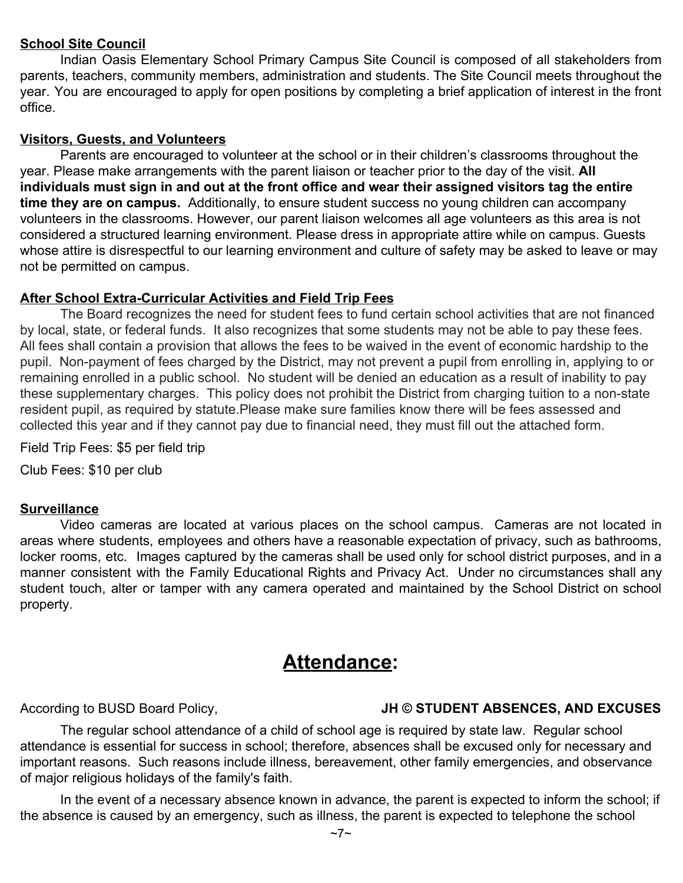**School Site Council**

Indian Oasis Elementary School Primary Campus Site Council is composed of all stakeholders from parents, teachers, community members, administration and students. The Site Council meets throughout the year. You are encouraged to apply for open positions by completing a brief application of interest in the front office.

**Visitors, Guests, and Volunteers**

Parents are encouraged to volunteer at the school or in their children's classrooms throughout the year. Please make arrangements with the parent liaison or teacher prior to the day of the visit. **All individuals must sign in and out at the front office and wear their assigned visitors tag the entire time they are on campus.** Additionally, to ensure student success no young children can accompany volunteers in the classrooms. However, our parent liaison welcomes all age volunteers as this area is not considered a structured learning environment. Please dress in appropriate attire while on campus. Guests whose attire is disrespectful to our learning environment and culture of safety may be asked to leave or may not be permitted on campus.

**After School Extra-Curricular Activities and Field Trip Fees**

The Board recognizes the need for student fees to fund certain school activities that are not financed by local, state, or federal funds. It also recognizes that some students may not be able to pay these fees. All fees shall contain a provision that allows the fees to be waived in the event of economic hardship to the pupil. Non-payment of fees charged by the District, may not prevent a pupil from enrolling in, applying to or remaining enrolled in a public school. No student will be denied an education as a result of inability to pay these supplementary charges. This policy does not prohibit the District from charging tuition to a non-state resident pupil, as required by statute.Please make sure families know there will be fees assessed and collected this year and if they cannot pay due to financial need, they must fill out the attached form.

Field Trip Fees: $5 per field trip

Club Fees: $10 per club

**Surveillance**

Video cameras are located at various places on the school campus. Cameras are not located in areas where students, employees and others have a reasonable expectation of privacy, such as bathrooms, locker rooms, etc. Images captured by the cameras shall be used only for school district purposes, and in a manner consistent with the Family Educational Rights and Privacy Act. Under no circumstances shall any student touch, alter or tamper with any camera operated and maintained by the School District on school property.

# Attendance:

According to BUSD Board Policy, **JH © STUDENT ABSENCES, AND EXCUSES**

The regular school attendance of a child of school age is required by state law. Regular school attendance is essential for success in school; therefore, absences shall be excused only for necessary and important reasons. Such reasons include illness, bereavement, other family emergencies, and observance of major religious holidays of the family's faith.

In the event of a necessary absence known in advance, the parent is expected to inform the school; if the absence is caused by an emergency, such as illness, the parent is expected to telephone the school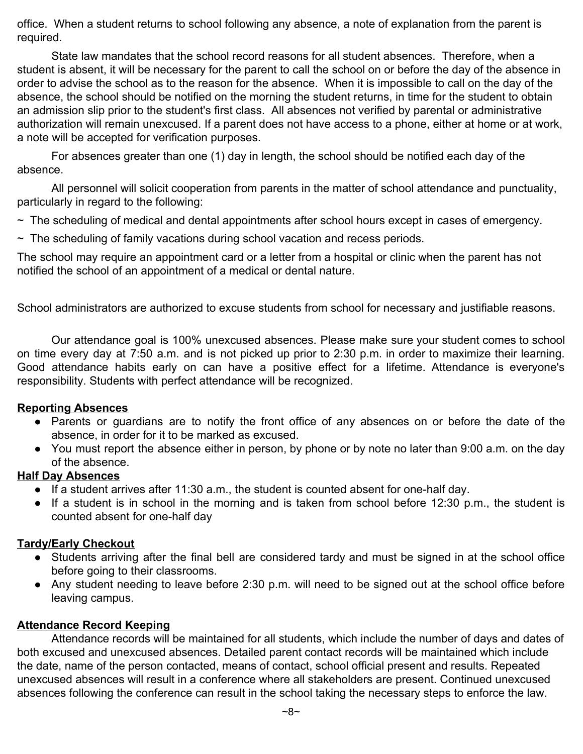office. When a student returns to school following any absence, a note of explanation from the parent is required.

State law mandates that the school record reasons for all student absences. Therefore, when a student is absent, it will be necessary for the parent to call the school on or before the day of the absence in order to advise the school as to the reason for the absence. When it is impossible to call on the day of the absence, the school should be notified on the morning the student returns, in time for the student to obtain an admission slip prior to the student's first class. All absences not verified by parental or administrative authorization will remain unexcused. If a parent does not have access to a phone, either at home or at work, a note will be accepted for verification purposes.

For absences greater than one (1) day in length, the school should be notified each day of the absence.

All personnel will solicit cooperation from parents in the matter of school attendance and punctuality, particularly in regard to the following:

~ The scheduling of medical and dental appointments after school hours except in cases of emergency.

~ The scheduling of family vacations during school vacation and recess periods.

The school may require an appointment card or a letter from a hospital or clinic when the parent has not notified the school of an appointment of a medical or dental nature.

School administrators are authorized to excuse students from school for necessary and justifiable reasons.

Our attendance goal is 100% unexcused absences. Please make sure your student comes to school on time every day at 7:50 a.m. and is not picked up prior to 2:30 p.m. in order to maximize their learning. Good attendance habits early on can have a positive effect for a lifetime. Attendance is everyone's responsibility. Students with perfect attendance will be recognized.

**Reporting Absences**

- Parents or guardians are to notify the front office of any absences on or before the date of the absence, in order for it to be marked as excused.
- You must report the absence either in person, by phone or by note no later than 9:00 a.m. on the day of the absence.

**Half Day Absences**

- If a student arrives after 11:30 a.m., the student is counted absent for one-half day.
- If a student is in school in the morning and is taken from school before 12:30 p.m., the student is counted absent for one-half day

**Tardy/Early Checkout**

- Students arriving after the final bell are considered tardy and must be signed in at the school office before going to their classrooms.
- Any student needing to leave before 2:30 p.m. will need to be signed out at the school office before leaving campus.

**Attendance Record Keeping**

Attendance records will be maintained for all students, which include the number of days and dates of both excused and unexcused absences. Detailed parent contact records will be maintained which include the date, name of the person contacted, means of contact, school official present and results. Repeated unexcused absences will result in a conference where all stakeholders are present. Continued unexcused absences following the conference can result in the school taking the necessary steps to enforce the law.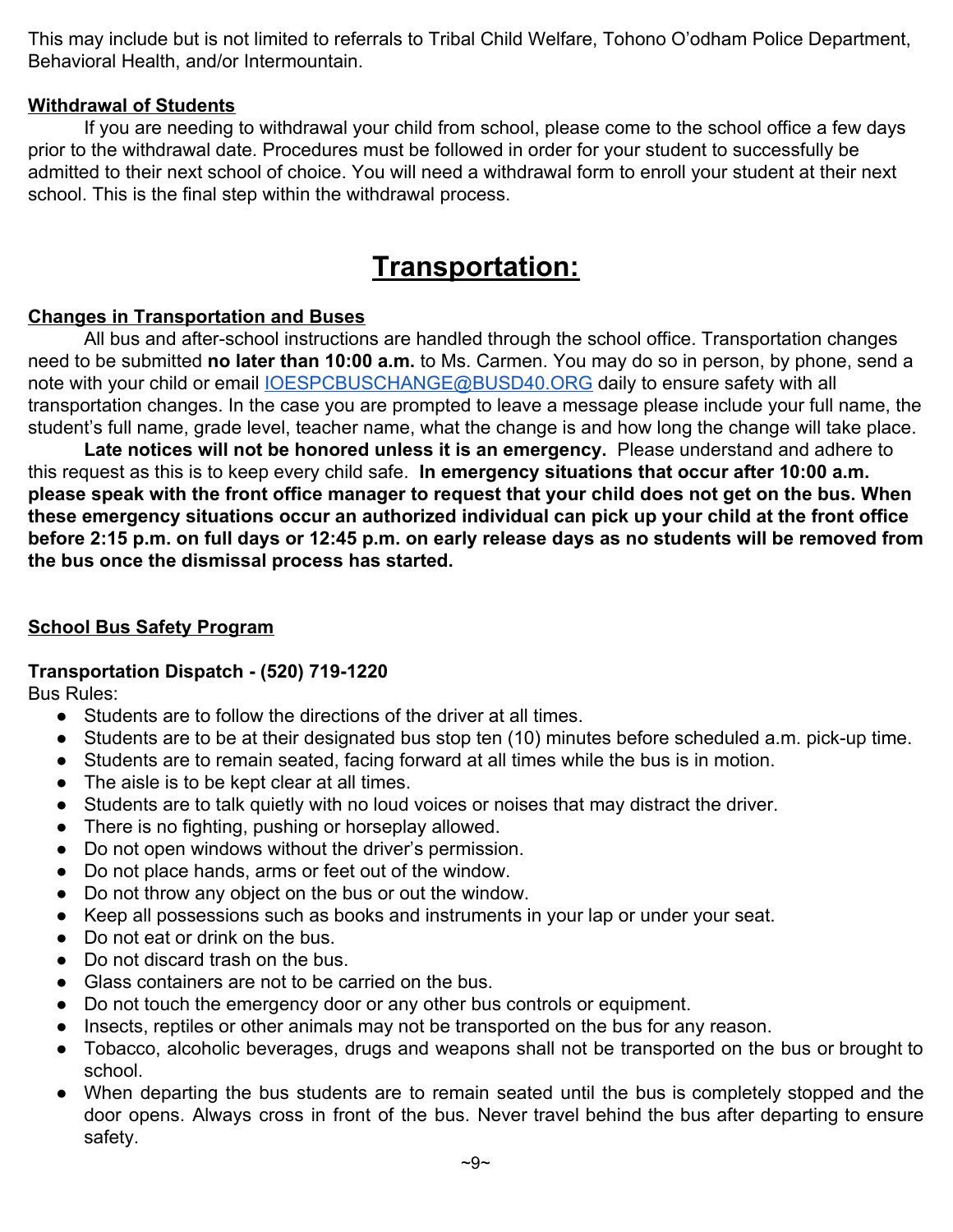This may include but is not limited to referrals to Tribal Child Welfare, Tohono O'odham Police Department, Behavioral Health, and/or Intermountain.

**Withdrawal of Students**

If you are needing to withdrawal your child from school, please come to the school office a few days prior to the withdrawal date. Procedures must be followed in order for your student to successfully be admitted to their next school of choice. You will need a withdrawal form to enroll your student at their next school. This is the final step within the withdrawal process.

# Transportation:

**Changes in Transportation and Buses**

All bus and after-school instructions are handled through the school office. Transportation changes need to be submitted **no later than 10:00 a.m.** to Ms. Carmen. You may do so in person, by phone, send a note with your child or email IOESPCBUSCHANGE@BUSD40.ORG daily to ensure safety with all transportation changes. In the case you are prompted to leave a message please include your full name, the student's full name, grade level, teacher name, what the change is and how long the change will take place.

**Late notices will not be honored unless it is an emergency.** Please understand and adhere to this request as this is to keep every child safe. **In emergency situations that occur after 10:00 a.m. please speak with the front office manager to request that your child does not get on the bus. When these emergency situations occur an authorized individual can pick up your child at the front office before 2:15 p.m. on full days or 12:45 p.m. on early release days as no students will be removed from the bus once the dismissal process has started.**

**School Bus Safety Program**

**Transportation Dispatch - (520) 719-1220**

Bus Rules:

- Students are to follow the directions of the driver at all times.
- Students are to be at their designated bus stop ten (10) minutes before scheduled a.m. pick-up time.
- Students are to remain seated, facing forward at all times while the bus is in motion.
- The aisle is to be kept clear at all times.
- Students are to talk quietly with no loud voices or noises that may distract the driver.
- There is no fighting, pushing or horseplay allowed.
- Do not open windows without the driver's permission.
- Do not place hands, arms or feet out of the window.
- Do not throw any object on the bus or out the window.
- Keep all possessions such as books and instruments in your lap or under your seat.
- Do not eat or drink on the bus.
- Do not discard trash on the bus.
- Glass containers are not to be carried on the bus.
- Do not touch the emergency door or any other bus controls or equipment.
- Insects, reptiles or other animals may not be transported on the bus for any reason.
- Tobacco, alcoholic beverages, drugs and weapons shall not be transported on the bus or brought to school.
- When departing the bus students are to remain seated until the bus is completely stopped and the door opens. Always cross in front of the bus. Never travel behind the bus after departing to ensure safety.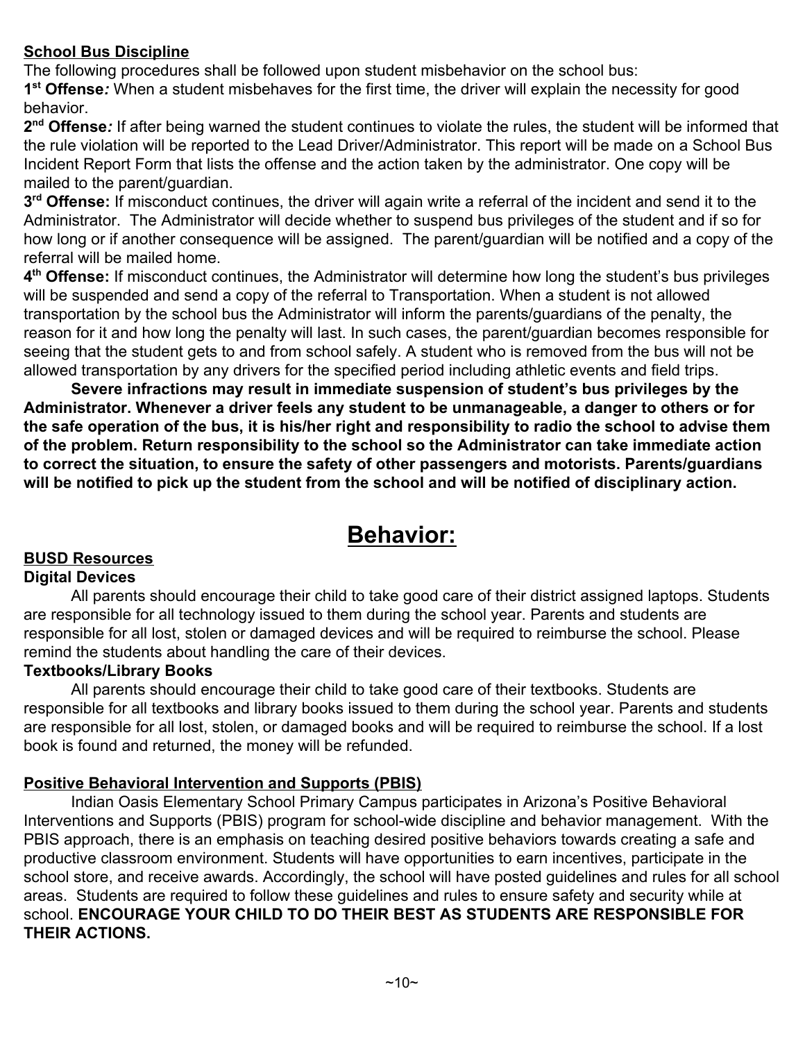**School Bus Discipline**

The following procedures shall be followed upon student misbehavior on the school bus:

**1st Offense***:* When a student misbehaves for the first time, the driver will explain the necessity for good behavior.

**2nd Offense***:* If after being warned the student continues to violate the rules, the student will be informed that the rule violation will be reported to the Lead Driver/Administrator. This report will be made on a School Bus Incident Report Form that lists the offense and the action taken by the administrator. One copy will be mailed to the parent/guardian.

**3rd Offense:** If misconduct continues, the driver will again write a referral of the incident and send it to the Administrator. The Administrator will decide whether to suspend bus privileges of the student and if so for how long or if another consequence will be assigned. The parent/guardian will be notified and a copy of the referral will be mailed home.

**4th Offense:** If misconduct continues, the Administrator will determine how long the student's bus privileges will be suspended and send a copy of the referral to Transportation. When a student is not allowed transportation by the school bus the Administrator will inform the parents/guardians of the penalty, the reason for it and how long the penalty will last. In such cases, the parent/guardian becomes responsible for seeing that the student gets to and from school safely. A student who is removed from the bus will not be allowed transportation by any drivers for the specified period including athletic events and field trips.

**Severe infractions may result in immediate suspension of student's bus privileges by the Administrator. Whenever a driver feels any student to be unmanageable, a danger to others or for the safe operation of the bus, it is his/her right and responsibility to radio the school to advise them of the problem. Return responsibility to the school so the Administrator can take immediate action to correct the situation, to ensure the safety of other passengers and motorists. Parents/guardians will be notified to pick up the student from the school and will be notified of disciplinary action.**

# Behavior:

**BUSD Resources**

**Digital Devices**

All parents should encourage their child to take good care of their district assigned laptops. Students are responsible for all technology issued to them during the school year. Parents and students are responsible for all lost, stolen or damaged devices and will be required to reimburse the school. Please remind the students about handling the care of their devices.

**Textbooks/Library Books**

All parents should encourage their child to take good care of their textbooks. Students are responsible for all textbooks and library books issued to them during the school year. Parents and students are responsible for all lost, stolen, or damaged books and will be required to reimburse the school. If a lost book is found and returned, the money will be refunded.

**Positive Behavioral Intervention and Supports (PBIS)**

Indian Oasis Elementary School Primary Campus participates in Arizona's Positive Behavioral Interventions and Supports (PBIS) program for school-wide discipline and behavior management. With the PBIS approach, there is an emphasis on teaching desired positive behaviors towards creating a safe and productive classroom environment. Students will have opportunities to earn incentives, participate in the school store, and receive awards. Accordingly, the school will have posted guidelines and rules for all school areas. Students are required to follow these guidelines and rules to ensure safety and security while at school. **ENCOURAGE YOUR CHILD TO DO THEIR BEST AS STUDENTS ARE RESPONSIBLE FOR THEIR ACTIONS.**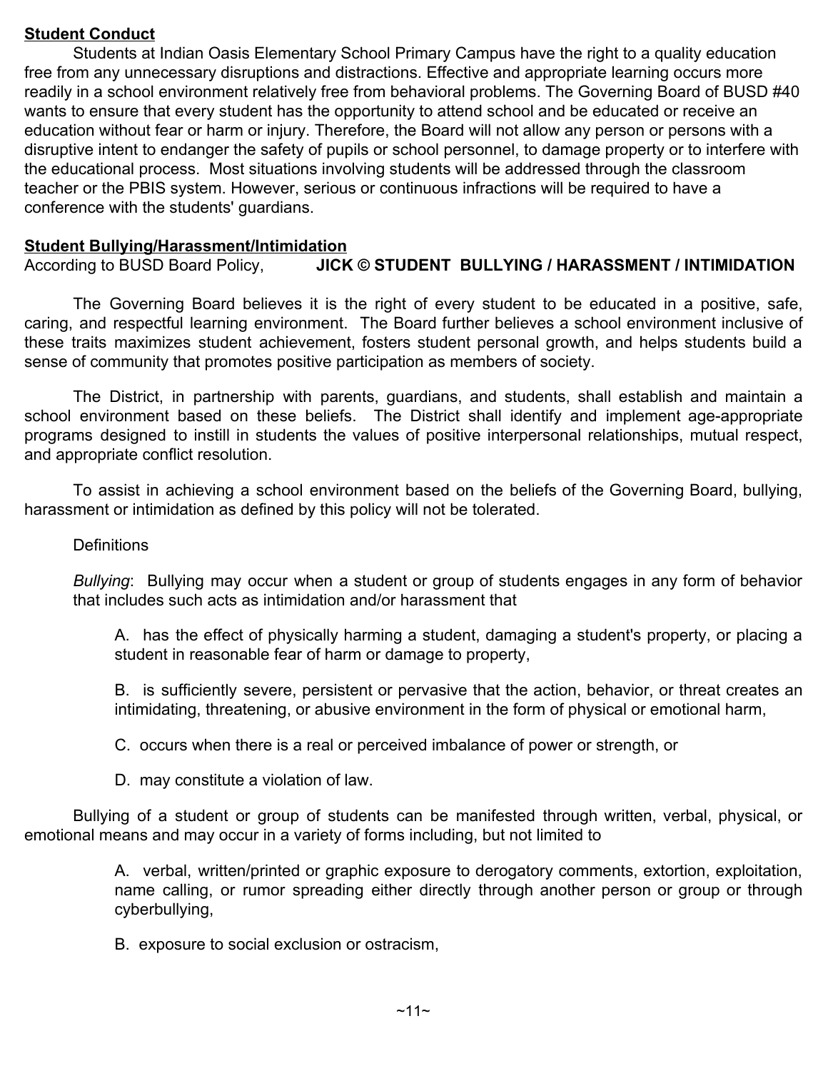**Student Conduct**

Students at Indian Oasis Elementary School Primary Campus have the right to a quality education free from any unnecessary disruptions and distractions. Effective and appropriate learning occurs more readily in a school environment relatively free from behavioral problems. The Governing Board of BUSD #40 wants to ensure that every student has the opportunity to attend school and be educated or receive an education without fear or harm or injury. Therefore, the Board will not allow any person or persons with a disruptive intent to endanger the safety of pupils or school personnel, to damage property or to interfere with the educational process. Most situations involving students will be addressed through the classroom teacher or the PBIS system. However, serious or continuous infractions will be required to have a conference with the students' guardians.

**Student Bullying/Harassment/Intimidation**

According to BUSD Board Policy, **JICK © STUDENT BULLYING / HARASSMENT / INTIMIDATION**

The Governing Board believes it is the right of every student to be educated in a positive, safe, caring, and respectful learning environment. The Board further believes a school environment inclusive of these traits maximizes student achievement, fosters student personal growth, and helps students build a sense of community that promotes positive participation as members of society.

The District, in partnership with parents, guardians, and students, shall establish and maintain a school environment based on these beliefs. The District shall identify and implement age-appropriate programs designed to instill in students the values of positive interpersonal relationships, mutual respect, and appropriate conflict resolution.

To assist in achieving a school environment based on the beliefs of the Governing Board, bullying, harassment or intimidation as defined by this policy will not be tolerated.

Definitions

*Bullying*: Bullying may occur when a student or group of students engages in any form of behavior that includes such acts as intimidation and/or harassment that

A. has the effect of physically harming a student, damaging a student's property, or placing a student in reasonable fear of harm or damage to property,

B. is sufficiently severe, persistent or pervasive that the action, behavior, or threat creates an intimidating, threatening, or abusive environment in the form of physical or emotional harm,

C. occurs when there is a real or perceived imbalance of power or strength, or

D. may constitute a violation of law.

Bullying of a student or group of students can be manifested through written, verbal, physical, or emotional means and may occur in a variety of forms including, but not limited to

A. verbal, written/printed or graphic exposure to derogatory comments, extortion, exploitation, name calling, or rumor spreading either directly through another person or group or through cyberbullying,

B. exposure to social exclusion or ostracism,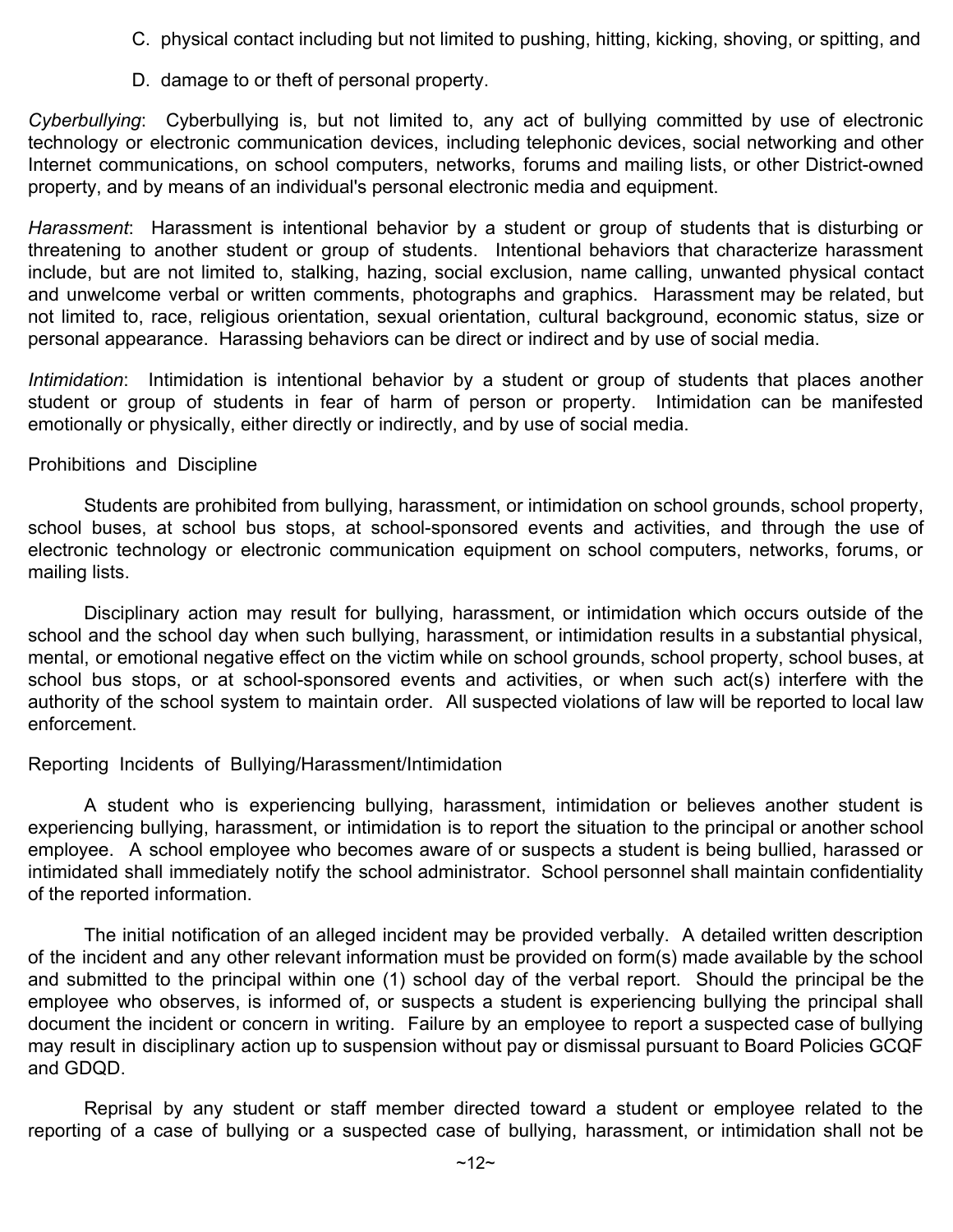C. physical contact including but not limited to pushing, hitting, kicking, shoving, or spitting, and

D. damage to or theft of personal property.

*Cyberbullying*: Cyberbullying is, but not limited to, any act of bullying committed by use of electronic technology or electronic communication devices, including telephonic devices, social networking and other Internet communications, on school computers, networks, forums and mailing lists, or other District-owned property, and by means of an individual's personal electronic media and equipment.

*Harassment*: Harassment is intentional behavior by a student or group of students that is disturbing or threatening to another student or group of students. Intentional behaviors that characterize harassment include, but are not limited to, stalking, hazing, social exclusion, name calling, unwanted physical contact and unwelcome verbal or written comments, photographs and graphics. Harassment may be related, but not limited to, race, religious orientation, sexual orientation, cultural background, economic status, size or personal appearance. Harassing behaviors can be direct or indirect and by use of social media.

*Intimidation*: Intimidation is intentional behavior by a student or group of students that places another student or group of students in fear of harm of person or property. Intimidation can be manifested emotionally or physically, either directly or indirectly, and by use of social media.

Prohibitions and Discipline

Students are prohibited from bullying, harassment, or intimidation on school grounds, school property, school buses, at school bus stops, at school-sponsored events and activities, and through the use of electronic technology or electronic communication equipment on school computers, networks, forums, or mailing lists.

Disciplinary action may result for bullying, harassment, or intimidation which occurs outside of the school and the school day when such bullying, harassment, or intimidation results in a substantial physical, mental, or emotional negative effect on the victim while on school grounds, school property, school buses, at school bus stops, or at school-sponsored events and activities, or when such act(s) interfere with the authority of the school system to maintain order. All suspected violations of law will be reported to local law enforcement.

Reporting Incidents of Bullying/Harassment/Intimidation

A student who is experiencing bullying, harassment, intimidation or believes another student is experiencing bullying, harassment, or intimidation is to report the situation to the principal or another school employee. A school employee who becomes aware of or suspects a student is being bullied, harassed or intimidated shall immediately notify the school administrator. School personnel shall maintain confidentiality of the reported information.

The initial notification of an alleged incident may be provided verbally. A detailed written description of the incident and any other relevant information must be provided on form(s) made available by the school and submitted to the principal within one (1) school day of the verbal report. Should the principal be the employee who observes, is informed of, or suspects a student is experiencing bullying the principal shall document the incident or concern in writing. Failure by an employee to report a suspected case of bullying may result in disciplinary action up to suspension without pay or dismissal pursuant to Board Policies GCQF and GDQD.

Reprisal by any student or staff member directed toward a student or employee related to the reporting of a case of bullying or a suspected case of bullying, harassment, or intimidation shall not be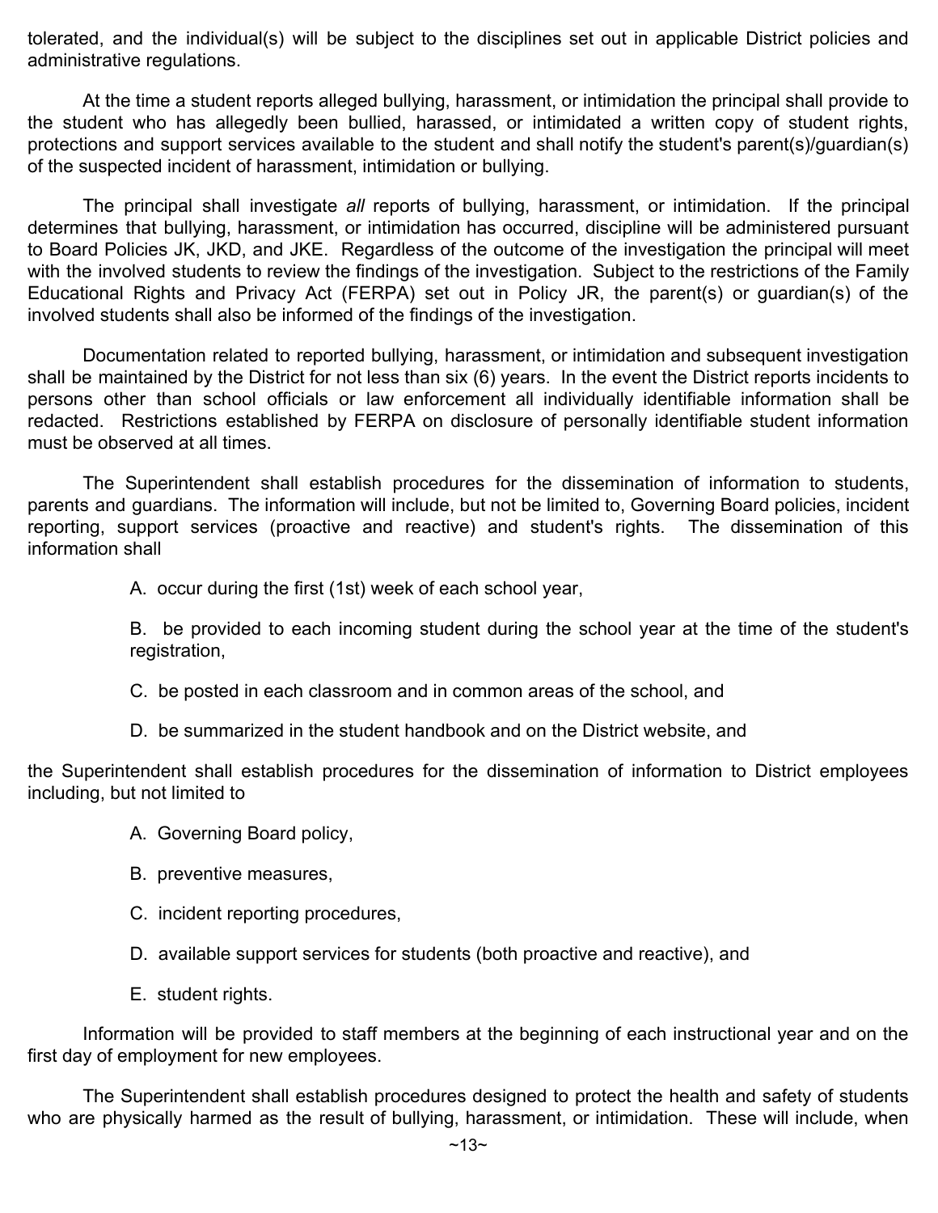tolerated, and the individual(s) will be subject to the disciplines set out in applicable District policies and administrative regulations.

At the time a student reports alleged bullying, harassment, or intimidation the principal shall provide to the student who has allegedly been bullied, harassed, or intimidated a written copy of student rights, protections and support services available to the student and shall notify the student's parent(s)/guardian(s) of the suspected incident of harassment, intimidation or bullying.

The principal shall investigate *all* reports of bullying, harassment, or intimidation. If the principal determines that bullying, harassment, or intimidation has occurred, discipline will be administered pursuant to Board Policies JK, JKD, and JKE. Regardless of the outcome of the investigation the principal will meet with the involved students to review the findings of the investigation. Subject to the restrictions of the Family Educational Rights and Privacy Act (FERPA) set out in Policy JR, the parent(s) or guardian(s) of the involved students shall also be informed of the findings of the investigation.

Documentation related to reported bullying, harassment, or intimidation and subsequent investigation shall be maintained by the District for not less than six (6) years. In the event the District reports incidents to persons other than school officials or law enforcement all individually identifiable information shall be redacted. Restrictions established by FERPA on disclosure of personally identifiable student information must be observed at all times.

The Superintendent shall establish procedures for the dissemination of information to students, parents and guardians. The information will include, but not be limited to, Governing Board policies, incident reporting, support services (proactive and reactive) and student's rights. The dissemination of this information shall

A. occur during the first (1st) week of each school year,

B. be provided to each incoming student during the school year at the time of the student's registration,

C. be posted in each classroom and in common areas of the school, and

D. be summarized in the student handbook and on the District website, and

the Superintendent shall establish procedures for the dissemination of information to District employees including, but not limited to

A. Governing Board policy,

B. preventive measures,

C. incident reporting procedures,

D. available support services for students (both proactive and reactive), and

E. student rights.

Information will be provided to staff members at the beginning of each instructional year and on the first day of employment for new employees.

The Superintendent shall establish procedures designed to protect the health and safety of students who are physically harmed as the result of bullying, harassment, or intimidation. These will include, when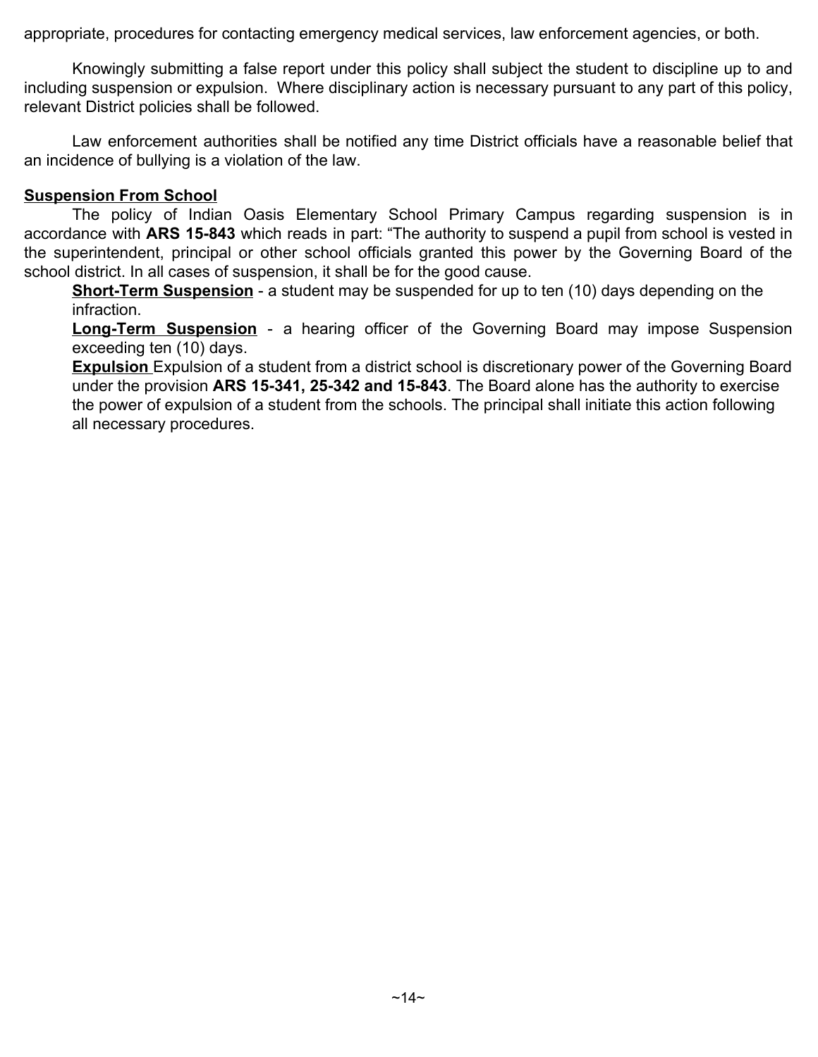appropriate, procedures for contacting emergency medical services, law enforcement agencies, or both.

Knowingly submitting a false report under this policy shall subject the student to discipline up to and including suspension or expulsion. Where disciplinary action is necessary pursuant to any part of this policy, relevant District policies shall be followed.

Law enforcement authorities shall be notified any time District officials have a reasonable belief that an incidence of bullying is a violation of the law.

**Suspension From School**

The policy of Indian Oasis Elementary School Primary Campus regarding suspension is in accordance with **ARS 15-843** which reads in part: "The authority to suspend a pupil from school is vested in the superintendent, principal or other school officials granted this power by the Governing Board of the school district. In all cases of suspension, it shall be for the good cause.

**Short-Term Suspension** - a student may be suspended for up to ten (10) days depending on the infraction.

**Long-Term Suspension** - a hearing officer of the Governing Board may impose Suspension exceeding ten (10) days.

**Expulsion** Expulsion of a student from a district school is discretionary power of the Governing Board under the provision **ARS 15-341, 25-342 and 15-843**. The Board alone has the authority to exercise the power of expulsion of a student from the schools. The principal shall initiate this action following all necessary procedures.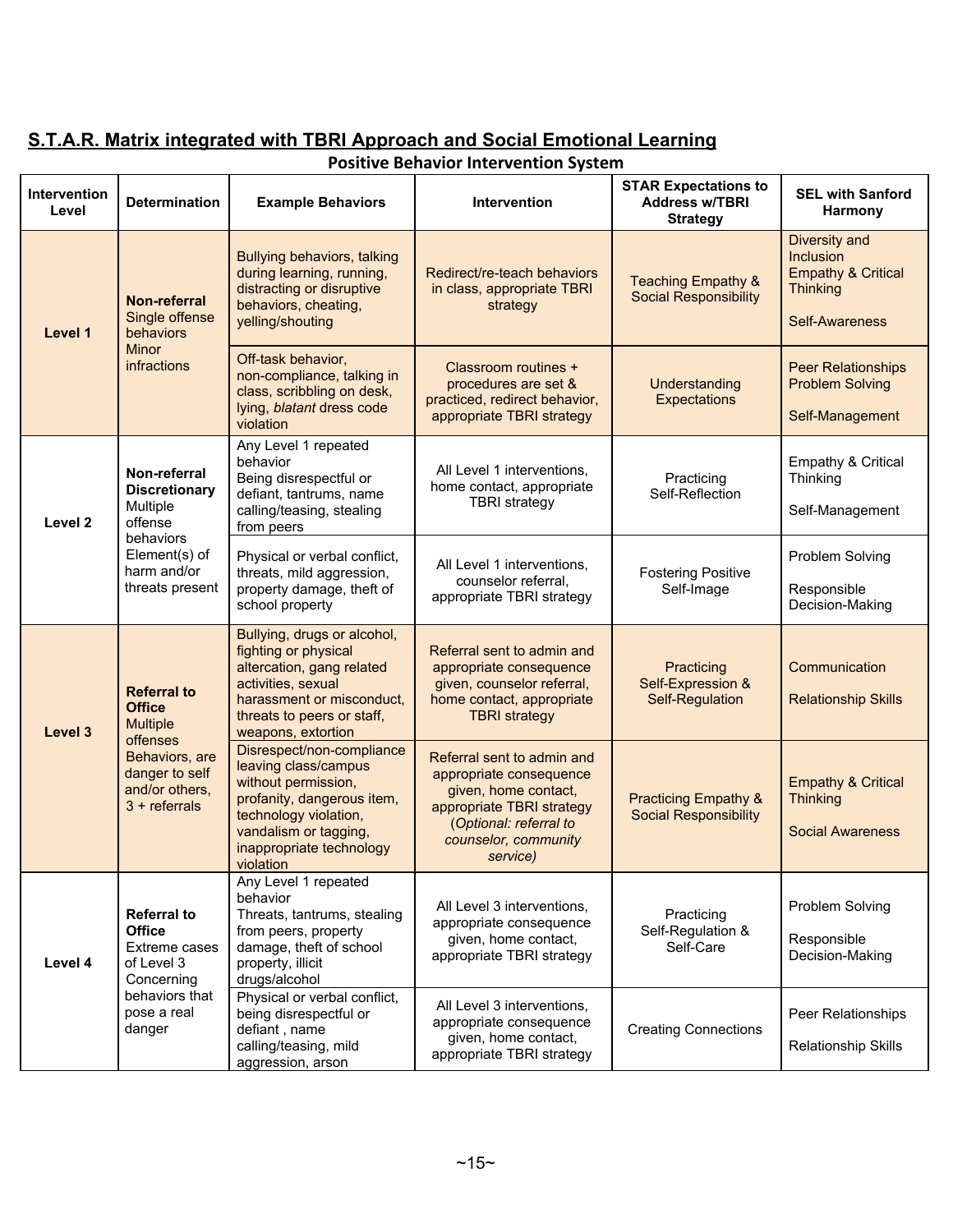## S.T.A.R. Matrix integrated with TBRI Approach and Social Emotional Learning

### Positive Behavior Intervention System

| Intervention Level | Determination | Example Behaviors | Intervention | STAR Expectations to Address w/TBRI Strategy | SEL with Sanford Harmony |
|---|---|---|---|---|---|
| Level 1 | **Non-referral** Single offense behaviors Minor infractions | Bullying behaviors, talking during learning, running, distracting or disruptive behaviors, cheating, yelling/shouting | Redirect/re-teach behaviors in class, appropriate TBRI strategy | Teaching Empathy & Social Responsibility | Diversity and Inclusion<br>Empathy & Critical Thinking<br><br>Self-Awareness |
| | | Off-task behavior, non-compliance, talking in class, scribbling on desk, lying, *blatant* dress code violation | Classroom routines + procedures are set & practiced, redirect behavior, appropriate TBRI strategy | Understanding Expectations | Peer Relationships<br>Problem Solving<br><br>Self-Management |
| Level 2 | **Non-referral Discretionary** Multiple offense behaviors Element(s) of harm and/or threats present | Any Level 1 repeated behavior<br>Being disrespectful or defiant, tantrums, name calling/teasing, stealing from peers | All Level 1 interventions, home contact, appropriate TBRI strategy | Practicing Self-Reflection | Empathy & Critical Thinking<br><br>Self-Management |
| | | Physical or verbal conflict, threats, mild aggression, property damage, theft of school property | All Level 1 interventions, counselor referral, appropriate TBRI strategy | Fostering Positive Self-Image | Problem Solving<br><br>Responsible Decision-Making |
| Level 3 | **Referral to Office** Multiple offenses Behaviors, are danger to self and/or others, 3 + referrals | Bullying, drugs or alcohol, fighting or physical altercation, gang related activities, sexual harassment or misconduct, threats to peers or staff, weapons, extortion | Referral sent to admin and appropriate consequence given, counselor referral, home contact, appropriate TBRI strategy | Practicing Self-Expression & Self-Regulation | Communication<br><br>Relationship Skills |
| | | Disrespect/non-compliance leaving class/campus without permission, profanity, dangerous item, technology violation, vandalism or tagging, inappropriate technology violation | Referral sent to admin and appropriate consequence given, home contact, appropriate TBRI strategy (*Optional: referral to counselor, community service)* | Practicing Empathy & Social Responsibility | Empathy & Critical Thinking<br><br>Social Awareness |
| Level 4 | **Referral to Office** Extreme cases of Level 3 Concerning behaviors that pose a real danger | Any Level 1 repeated behavior<br>Threats, tantrums, stealing from peers, property damage, theft of school property, illicit drugs/alcohol | All Level 3 interventions, appropriate consequence given, home contact, appropriate TBRI strategy | Practicing Self-Regulation & Self-Care | Problem Solving<br><br>Responsible Decision-Making |
| | | Physical or verbal conflict, being disrespectful or defiant , name calling/teasing, mild aggression, arson | All Level 3 interventions, appropriate consequence given, home contact, appropriate TBRI strategy | Creating Connections | Peer Relationships<br><br>Relationship Skills |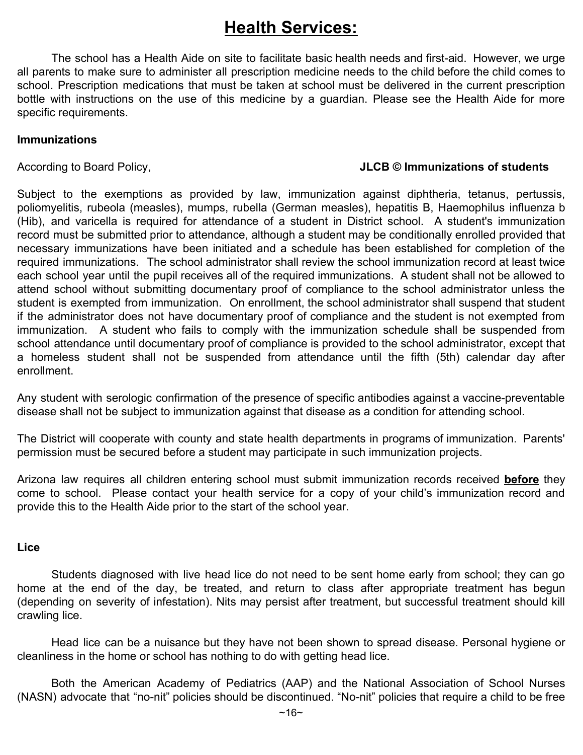# Health Services:

The school has a Health Aide on site to facilitate basic health needs and first-aid. However, we urge all parents to make sure to administer all prescription medicine needs to the child before the child comes to school. Prescription medications that must be taken at school must be delivered in the current prescription bottle with instructions on the use of this medicine by a guardian. Please see the Health Aide for more specific requirements.

**Immunizations**

According to Board Policy, **JLCB © Immunizations of students**

Subject to the exemptions as provided by law, immunization against diphtheria, tetanus, pertussis, poliomyelitis, rubeola (measles), mumps, rubella (German measles), hepatitis B, Haemophilus influenza b (Hib), and varicella is required for attendance of a student in District school. A student's immunization record must be submitted prior to attendance, although a student may be conditionally enrolled provided that necessary immunizations have been initiated and a schedule has been established for completion of the required immunizations. The school administrator shall review the school immunization record at least twice each school year until the pupil receives all of the required immunizations. A student shall not be allowed to attend school without submitting documentary proof of compliance to the school administrator unless the student is exempted from immunization. On enrollment, the school administrator shall suspend that student if the administrator does not have documentary proof of compliance and the student is not exempted from immunization. A student who fails to comply with the immunization schedule shall be suspended from school attendance until documentary proof of compliance is provided to the school administrator, except that a homeless student shall not be suspended from attendance until the fifth (5th) calendar day after enrollment.

Any student with serologic confirmation of the presence of specific antibodies against a vaccine-preventable disease shall not be subject to immunization against that disease as a condition for attending school.

The District will cooperate with county and state health departments in programs of immunization. Parents' permission must be secured before a student may participate in such immunization projects.

Arizona law requires all children entering school must submit immunization records received **before** they come to school. Please contact your health service for a copy of your child's immunization record and provide this to the Health Aide prior to the start of the school year.

**Lice**

Students diagnosed with live head lice do not need to be sent home early from school; they can go home at the end of the day, be treated, and return to class after appropriate treatment has begun (depending on severity of infestation). Nits may persist after treatment, but successful treatment should kill crawling lice.

Head lice can be a nuisance but they have not been shown to spread disease. Personal hygiene or cleanliness in the home or school has nothing to do with getting head lice.

Both the American Academy of Pediatrics (AAP) and the National Association of School Nurses (NASN) advocate that "no-nit" policies should be discontinued. "No-nit" policies that require a child to be free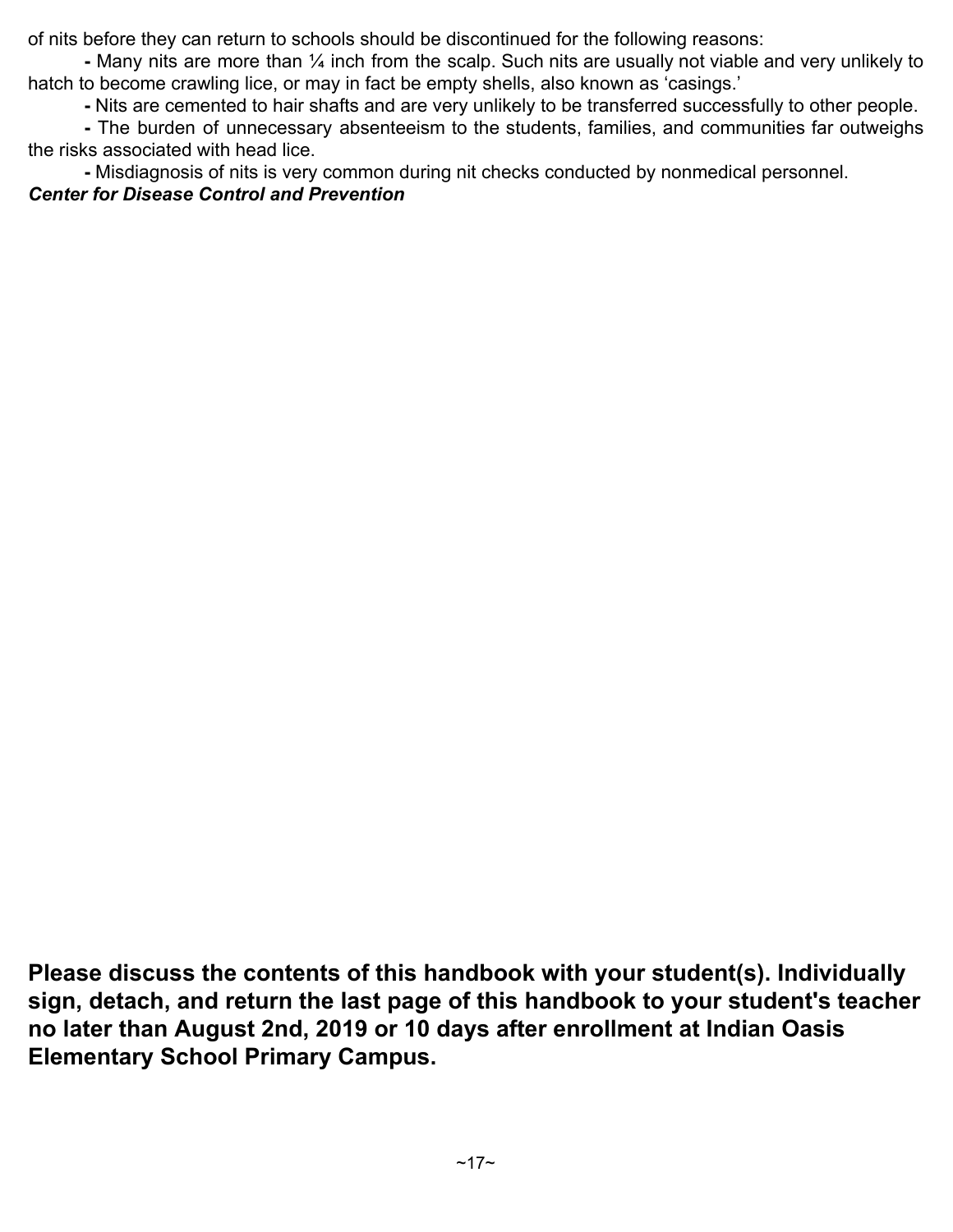of nits before they can return to schools should be discontinued for the following reasons:

- Many nits are more than ¼ inch from the scalp. Such nits are usually not viable and very unlikely to hatch to become crawling lice, or may in fact be empty shells, also known as 'casings.'
- Nits are cemented to hair shafts and are very unlikely to be transferred successfully to other people.
- The burden of unnecessary absenteeism to the students, families, and communities far outweighs the risks associated with head lice.
- Misdiagnosis of nits is very common during nit checks conducted by nonmedical personnel.

***Center for Disease Control and Prevention***

**Please discuss the contents of this handbook with your student(s). Individually sign, detach, and return the last page of this handbook to your student's teacher no later than August 2nd, 2019 or 10 days after enrollment at Indian Oasis Elementary School Primary Campus.**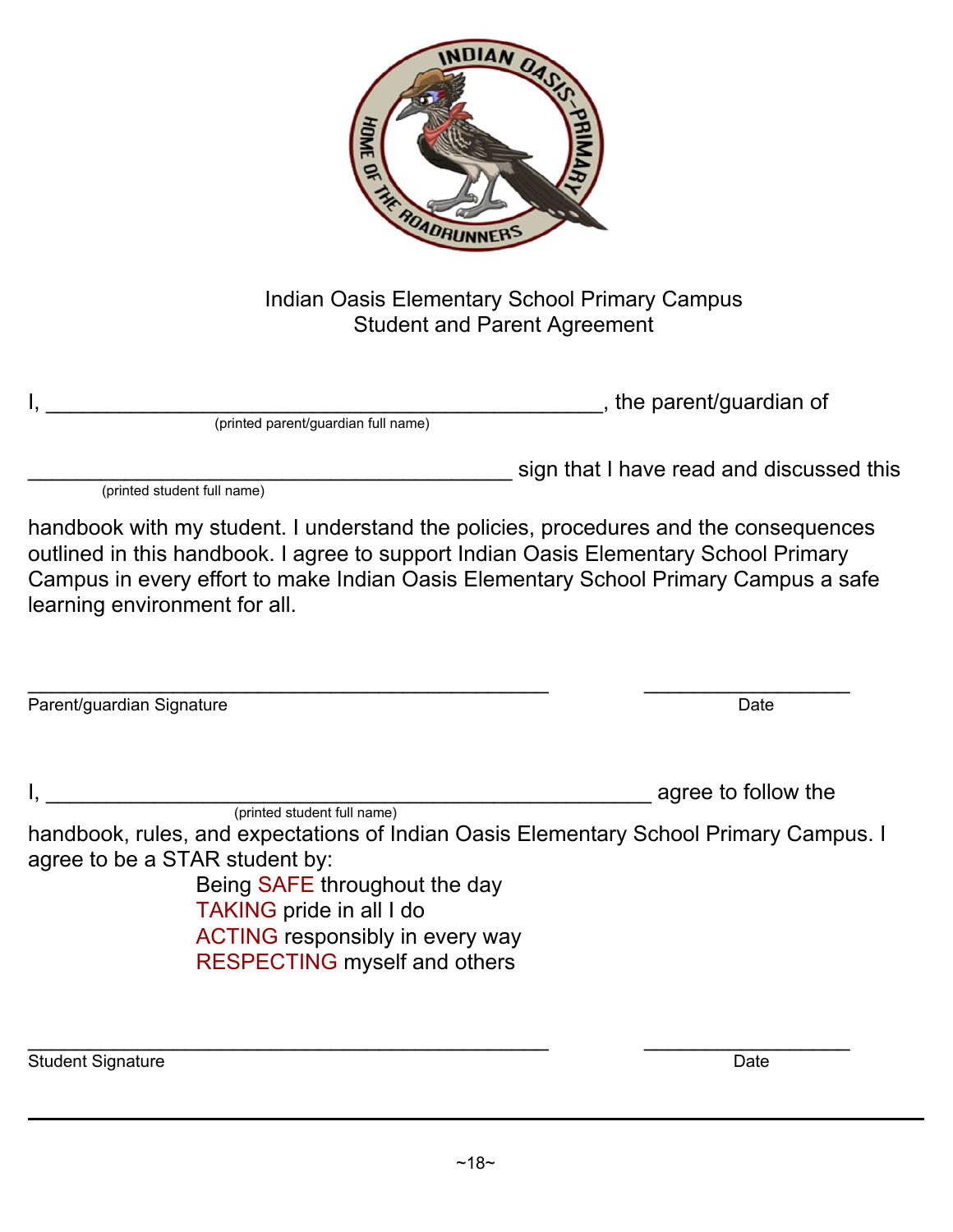Indian Oasis Elementary School Primary Campus
Student and Parent Agreement

I, _______________________________________________, the parent/guardian of
(printed parent/guardian full name)

__________________________________________ sign that I have read and discussed this
(printed student full name)

handbook with my student. I understand the policies, procedures and the consequences outlined in this handbook. I agree to support Indian Oasis Elementary School Primary Campus in every effort to make Indian Oasis Elementary School Primary Campus a safe learning environment for all.

_____________________________________________ ___________________
Parent/guardian Signature Date

I, _____________________________________________________ agree to follow the
(printed student full name)

handbook, rules, and expectations of Indian Oasis Elementary School Primary Campus. I agree to be a STAR student by:

Being SAFE throughout the day
TAKING pride in all I do
ACTING responsibly in every way
RESPECTING myself and others

_____________________________________________ ___________________
Student Signature Date